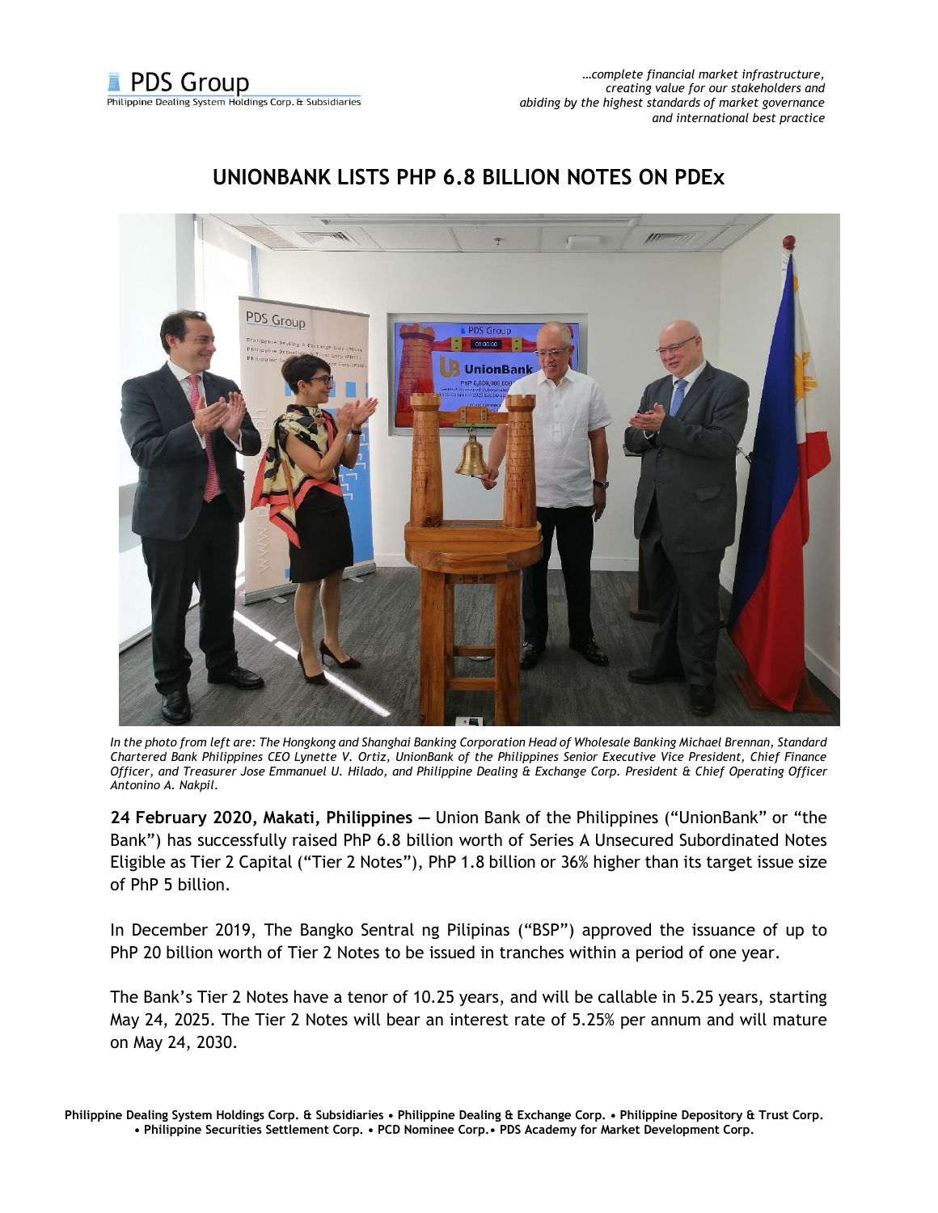# UNIONBANK LISTS PHP 6.8 BILLION NOTES ON PDEx

*In the photo from left are: The Hongkong and Shanghai Banking Corporation Head of Wholesale Banking Michael Brennan, Standard Chartered Bank Philippines CEO Lynette V. Ortiz, UnionBank of the Philippines Senior Executive Vice President, Chief Finance Officer, and Treasurer Jose Emmanuel U. Hilado, and Philippine Dealing & Exchange Corp. President & Chief Operating Officer Antonino A. Nakpil.*

**24 February 2020, Makati, Philippines —** Union Bank of the Philippines ("UnionBank" or "the Bank") has successfully raised PhP 6.8 billion worth of Series A Unsecured Subordinated Notes Eligible as Tier 2 Capital ("Tier 2 Notes"), PhP 1.8 billion or 36% higher than its target issue size of PhP 5 billion.

In December 2019, The Bangko Sentral ng Pilipinas ("BSP") approved the issuance of up to PhP 20 billion worth of Tier 2 Notes to be issued in tranches within a period of one year.

The Bank's Tier 2 Notes have a tenor of 10.25 years, and will be callable in 5.25 years, starting May 24, 2025. The Tier 2 Notes will bear an interest rate of 5.25% per annum and will mature on May 24, 2030.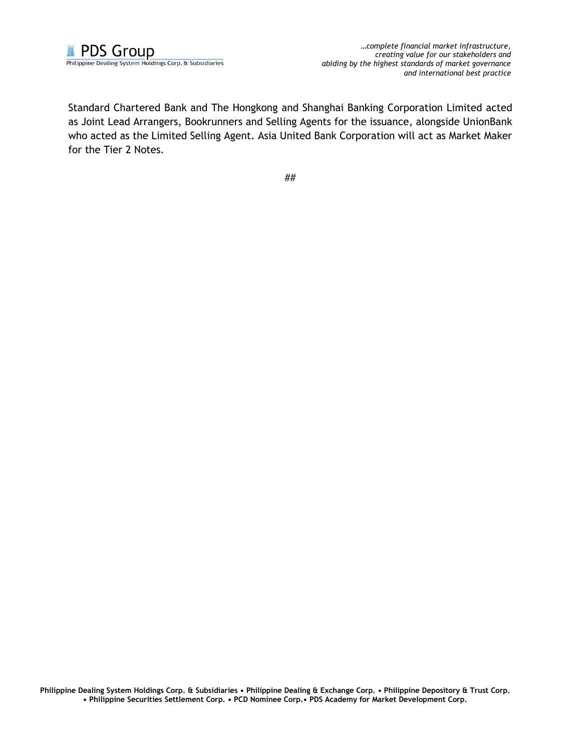Standard Chartered Bank and The Hongkong and Shanghai Banking Corporation Limited acted as Joint Lead Arrangers, Bookrunners and Selling Agents for the issuance, alongside UnionBank who acted as the Limited Selling Agent. Asia United Bank Corporation will act as Market Maker for the Tier 2 Notes.

##